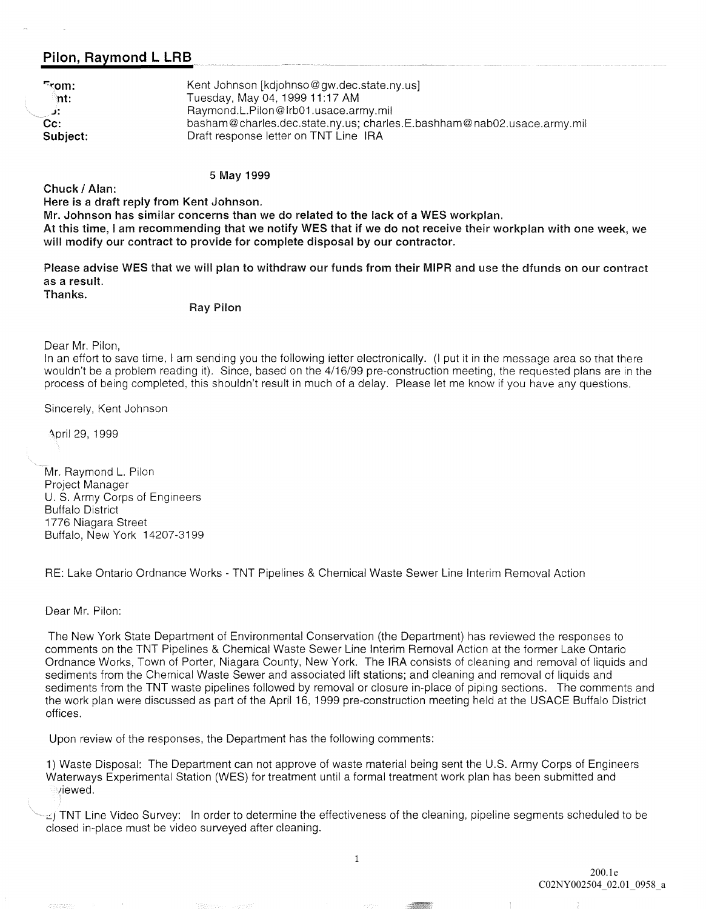## Pilon, Raymond L LRB

**From:** Kent Johnson [kdjohnso@gw.dec.state.ny.us]
**Sent:** Tuesday, May 04, 1999 11:17 AM
**To:** Raymond.L.Pilon@lrb01.usace.army.mil
**Cc:** basham@charles.dec.state.ny.us; charles.E.bashham@nab02.usace.army.mil
**Subject:** Draft response letter on TNT Line IRA

5 May 1999

**Chuck / Alan:**
**Here is a draft reply from Kent Johnson.**
**Mr. Johnson has similar concerns than we do related to the lack of a WES workplan.**
**At this time, I am recommending that we notify WES that if we do not receive their workplan with one week, we will modify our contract to provide for complete disposal by our contractor.**

**Please advise WES that we will plan to withdraw our funds from their MIPR and use the dfunds on our contract as a result.**
**Thanks.**

Ray Pilon

Dear Mr. Pilon,
In an effort to save time, I am sending you the following letter electronically. (I put it in the message area so that there wouldn't be a problem reading it). Since, based on the 4/16/99 pre-construction meeting, the requested plans are in the process of being completed, this shouldn't result in much of a delay. Please let me know if you have any questions.

Sincerely, Kent Johnson

April 29, 1999

Mr. Raymond L. Pilon
Project Manager
U. S. Army Corps of Engineers
Buffalo District
1776 Niagara Street
Buffalo, New York 14207-3199

RE: Lake Ontario Ordnance Works - TNT Pipelines & Chemical Waste Sewer Line Interim Removal Action

Dear Mr. Pilon:

The New York State Department of Environmental Conservation (the Department) has reviewed the responses to comments on the TNT Pipelines & Chemical Waste Sewer Line Interim Removal Action at the former Lake Ontario Ordnance Works, Town of Porter, Niagara County, New York. The IRA consists of cleaning and removal of liquids and sediments from the Chemical Waste Sewer and associated lift stations; and cleaning and removal of liquids and sediments from the TNT waste pipelines followed by removal or closure in-place of piping sections. The comments and the work plan were discussed as part of the April 16, 1999 pre-construction meeting held at the USACE Buffalo District offices.

Upon review of the responses, the Department has the following comments:

1) Waste Disposal: The Department can not approve of waste material being sent the U.S. Army Corps of Engineers Waterways Experimental Station (WES) for treatment until a formal treatment work plan has been submitted and reviewed.

2) TNT Line Video Survey: In order to determine the effectiveness of the cleaning, pipeline segments scheduled to be closed in-place must be video surveyed after cleaning.

200.1e
C02NY002504_02.01_0958_a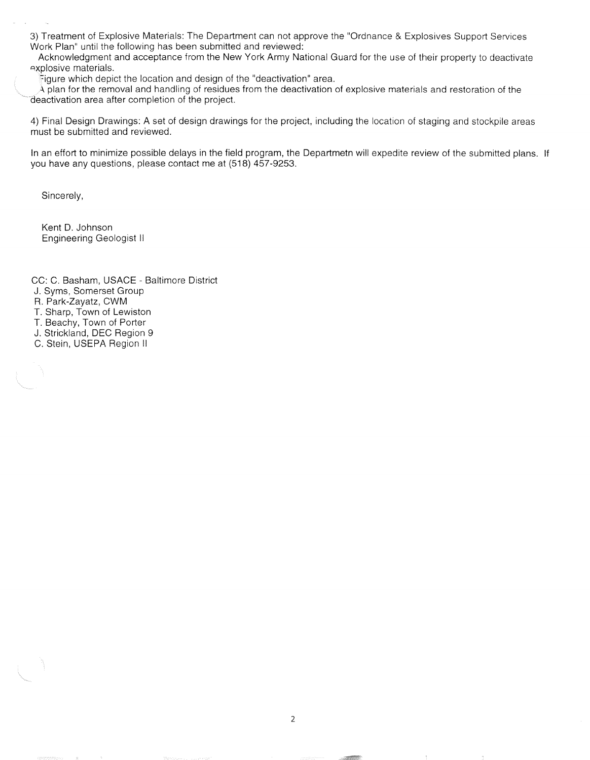3) Treatment of Explosive Materials: The Department can not approve the "Ordnance & Explosives Support Services Work Plan" until the following has been submitted and reviewed:

Acknowledgment and acceptance from the New York Army National Guard for the use of their property to deactivate explosive materials.

Figure which depict the location and design of the "deactivation" area.

A plan for the removal and handling of residues from the deactivation of explosive materials and restoration of the deactivation area after completion of the project.

4) Final Design Drawings: A set of design drawings for the project, including the location of staging and stockpile areas must be submitted and reviewed.

In an effort to minimize possible delays in the field program, the Departmetn will expedite review of the submitted plans. If you have any questions, please contact me at (518) 457-9253.

Sincerely,

Kent D. Johnson
Engineering Geologist II

CC: C. Basham, USACE - Baltimore District
J. Syms, Somerset Group
R. Park-Zayatz, CWM
T. Sharp, Town of Lewiston
T. Beachy, Town of Porter
J. Strickland, DEC Region 9
C. Stein, USEPA Region II